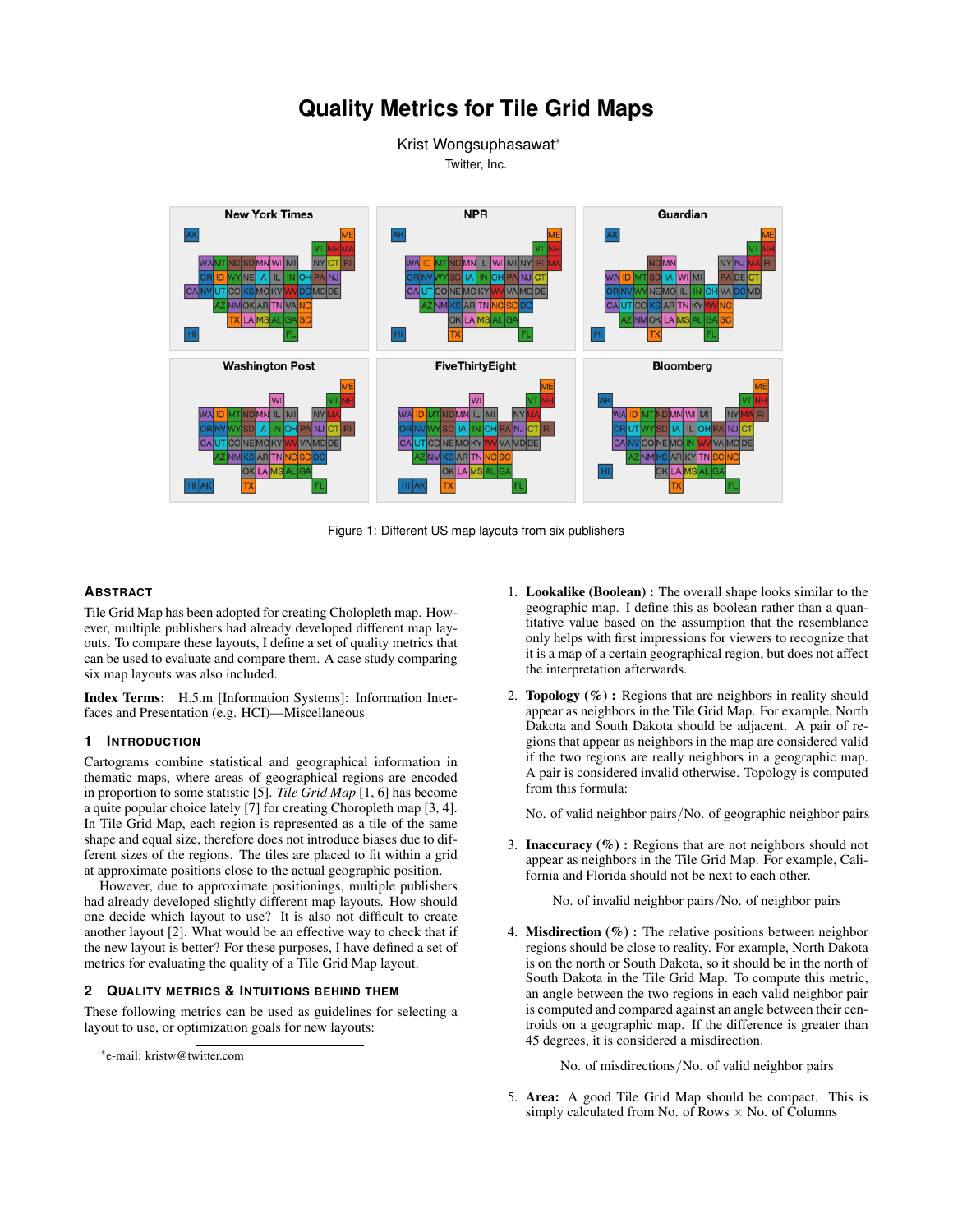# Quality Metrics for Tile Grid Maps

Krist Wongsuphasawat*

Twitter, Inc.

New York Times

NPR

Guardian

Washington Post

FiveThirtyEight

Bloomberg

Figure 1: Different US map layouts from six publishers

## Abstract

Tile Grid Map has been adopted for creating Cholopleth map. However, multiple publishers had already developed different map layouts. To compare these layouts, I define a set of quality metrics that can be used to evaluate and compare them. A case study comparing six map layouts was also included.

**Index Terms:** H.5.m [Information Systems]: Information Interfaces and Presentation (e.g. HCI)—Miscellaneous

## 1 Introduction

Cartograms combine statistical and geographical information in thematic maps, where areas of geographical regions are encoded in proportion to some statistic [5]. *Tile Grid Map* [1, 6] has become a quite popular choice lately [7] for creating Choropleth map [3, 4]. In Tile Grid Map, each region is represented as a tile of the same shape and equal size, therefore does not introduce biases due to different sizes of the regions. The tiles are placed to fit within a grid at approximate positions close to the actual geographic position.

However, due to approximate positionings, multiple publishers had already developed slightly different map layouts. How should one decide which layout to use? It is also not difficult to create another layout [2]. What would be an effective way to check that if the new layout is better? For these purposes, I have defined a set of metrics for evaluating the quality of a Tile Grid Map layout.

## 2 Quality Metrics & Intuitions Behind Them

These following metrics can be used as guidelines for selecting a layout to use, or optimization goals for new layouts:

1. **Lookalike (Boolean) :** The overall shape looks similar to the geographic map. I define this as boolean rather than a quantitative value based on the assumption that the resemblance only helps with first impressions for viewers to recognize that it is a map of a certain geographical region, but does not affect the interpretation afterwards.

2. **Topology (%) :** Regions that are neighbors in reality should appear as neighbors in the Tile Grid Map. For example, North Dakota and South Dakota should be adjacent. A pair of regions that appear as neighbors in the map are considered valid if the two regions are really neighbors in a geographic map. A pair is considered invalid otherwise. Topology is computed from this formula:

   No. of valid neighbor pairs/No. of geographic neighbor pairs

3. **Inaccuracy (%) :** Regions that are not neighbors should not appear as neighbors in the Tile Grid Map. For example, California and Florida should not be next to each other.

   No. of invalid neighbor pairs/No. of neighbor pairs

4. **Misdirection (%) :** The relative positions between neighbor regions should be close to reality. For example, North Dakota is on the north or South Dakota, so it should be in the north of South Dakota in the Tile Grid Map. To compute this metric, an angle between the two regions in each valid neighbor pair is computed and compared against an angle between their centroids on a geographic map. If the difference is greater than 45 degrees, it is considered a misdirection.

   No. of misdirections/No. of valid neighbor pairs

5. **Area:** A good Tile Grid Map should be compact. This is simply calculated from No. of Rows $\times$ No. of Columns

*e-mail: kristw@twitter.com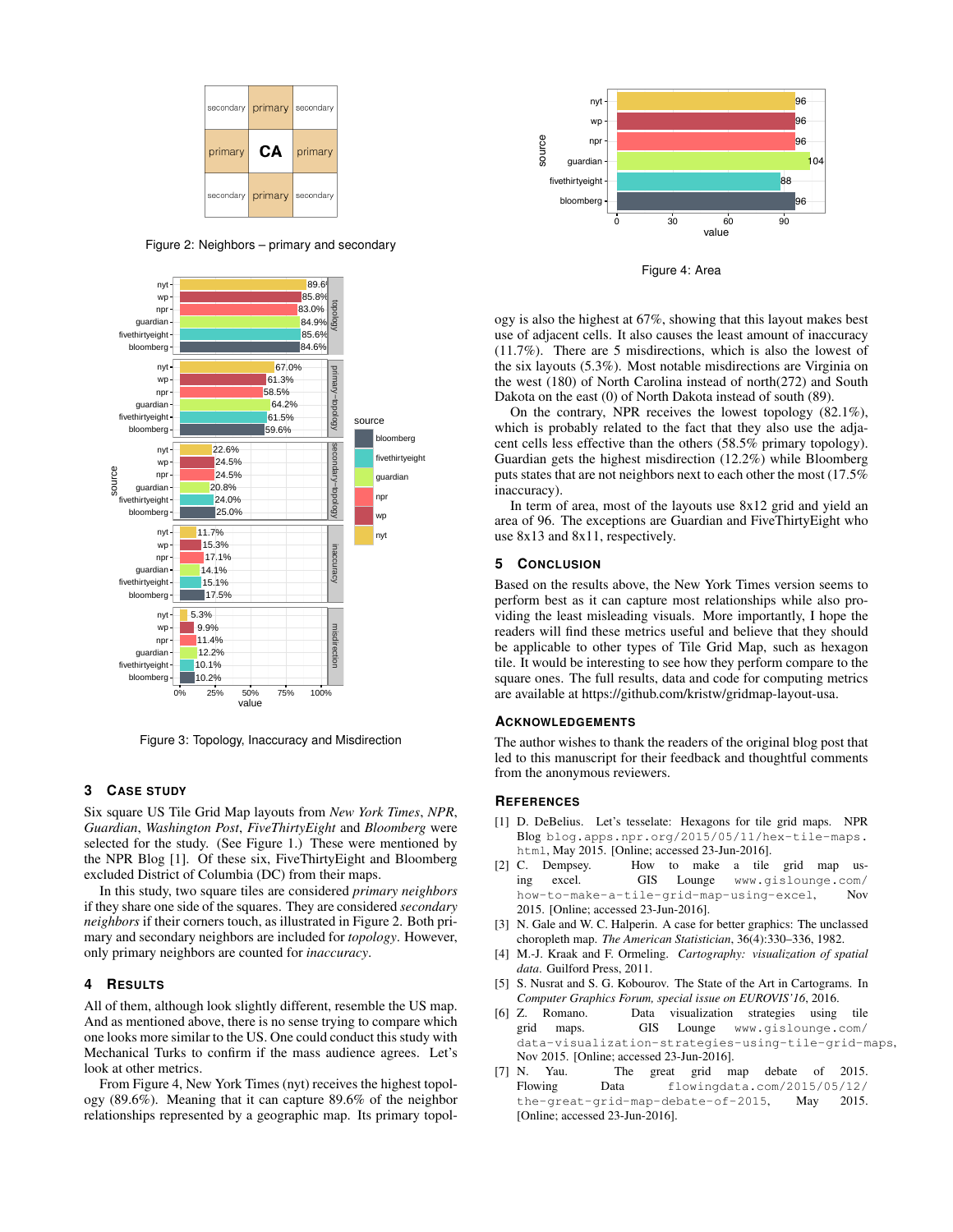| secondary | primary | secondary |
|---|---|---|
| primary | **CA** | primary |
| secondary | primary | secondary |

Figure 2: Neighbors – primary and secondary

topology
nyt 89.6%
wp 85.8%
npr 83.0%
guardian 84.9%
fivethirtyeight 85.6%
bloomberg 84.6%

primary−topology
nyt 67.0%
wp 61.3%
npr 58.5%
guardian 64.2%
fivethirtyeight 61.5%
bloomberg 59.6%

secondary−topology
nyt 22.6%
wp 24.5%
npr 24.5%
guardian 20.8%
fivethirtyeight 24.0%
bloomberg 25.0%

inaccuracy
nyt 11.7%
wp 15.3%
npr 17.1%
guardian 14.1%
fivethirtyeight 15.1%
bloomberg 17.5%

misdirection
nyt 5.3%
wp 9.9%
npr 11.4%
guardian 12.2%
fivethirtyeight 10.1%
bloomberg 10.2%

source
0% 25% 50% 75% 100%
value

source: bloomberg, fivethirtyeight, guardian, npr, wp, nyt

Figure 3: Topology, Inaccuracy and Misdirection

## 3 Case Study

Six square US Tile Grid Map layouts from *New York Times*, *NPR*, *Guardian*, *Washington Post*, *FiveThirtyEight* and *Bloomberg* were selected for the study. (See Figure 1.) These were mentioned by the NPR Blog [1]. Of these six, FiveThirtyEight and Bloomberg excluded District of Columbia (DC) from their maps.

In this study, two square tiles are considered *primary neighbors* if they share one side of the squares. They are considered *secondary neighbors* if their corners touch, as illustrated in Figure 2. Both primary and secondary neighbors are included for *topology*. However, only primary neighbors are counted for *inaccuracy*.

## 4 Results

All of them, although look slightly different, resemble the US map. And as mentioned above, there is no sense trying to compare which one looks more similar to the US. One could conduct this study with Mechanical Turks to confirm if the mass audience agrees. Let's look at other metrics.

From Figure 4, New York Times (nyt) receives the highest topology (89.6%). Meaning that it can capture 89.6% of the neighbor relationships represented by a geographic map. Its primary topology is also the highest at 67%, showing that this layout makes best use of adjacent cells. It also causes the least amount of inaccuracy (11.7%). There are 5 misdirections, which is also the lowest of the six layouts (5.3%). Most notable misdirections are Virginia on the west (180) of North Carolina instead of north(272) and South Dakota on the east (0) of North Dakota instead of south (89).

On the contrary, NPR receives the lowest topology (82.1%), which is probably related to the fact that they also use the adjacent cells less effective than the others (58.5% primary topology). Guardian gets the highest misdirection (12.2%) while Bloomberg puts states that are not neighbors next to each other the most (17.5% inaccuracy).

In term of area, most of the layouts use 8x12 grid and yield an area of 96. The exceptions are Guardian and FiveThirtyEight who use 8x13 and 8x11, respectively.

nyt 96
wp 96
npr 96
guardian 104
fivethirtyeight 88
bloomberg 96
source
0 30 60 90
value

Figure 4: Area

## 5 Conclusion

Based on the results above, the New York Times version seems to perform best as it can capture most relationships while also providing the least misleading visuals. More importantly, I hope the readers will find these metrics useful and believe that they should be applicable to other types of Tile Grid Map, such as hexagon tile. It would be interesting to see how they perform compare to the square ones. The full results, data and code for computing metrics are available at https://github.com/kristw/gridmap-layout-usa.

## Acknowledgements

The author wishes to thank the readers of the original blog post that led to this manuscript for their feedback and thoughtful comments from the anonymous reviewers.

## References

[1] D. DeBelius. Let's tesselate: Hexagons for tile grid maps. NPR Blog `blog.apps.npr.org/2015/05/11/hex-tile-maps.html`, May 2015. [Online; accessed 23-Jun-2016].

[2] C. Dempsey. How to make a tile grid map using excel. GIS Lounge `www.gislounge.com/how-to-make-a-tile-grid-map-using-excel`, Nov 2015. [Online; accessed 23-Jun-2016].

[3] N. Gale and W. C. Halperin. A case for better graphics: The unclassed choropleth map. *The American Statistician*, 36(4):330–336, 1982.

[4] M.-J. Kraak and F. Ormeling. *Cartography: visualization of spatial data*. Guilford Press, 2011.

[5] S. Nusrat and S. G. Kobourov. The State of the Art in Cartograms. In *Computer Graphics Forum, special issue on EUROVIS'16*, 2016.

[6] Z. Romano. Data visualization strategies using tile grid maps. GIS Lounge `www.gislounge.com/data-visualization-strategies-using-tile-grid-maps`, Nov 2015. [Online; accessed 23-Jun-2016].

[7] N. Yau. The great grid map debate of 2015. Flowing Data `flowingdata.com/2015/05/12/the-great-grid-map-debate-of-2015`, May 2015. [Online; accessed 23-Jun-2016].